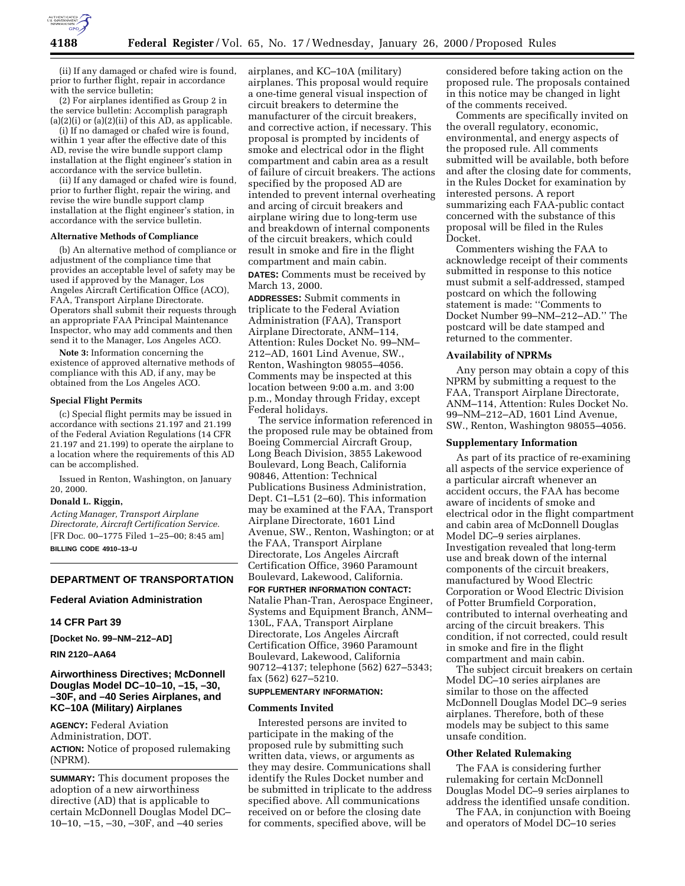(ii) If any damaged or chafed wire is found, prior to further flight, repair in accordance with the service bulletin;

(2) For airplanes identified as Group 2 in the service bulletin: Accomplish paragraph (a)(2)(i) or (a)(2)(ii) of this AD, as applicable.

(i) If no damaged or chafed wire is found, within 1 year after the effective date of this AD, revise the wire bundle support clamp installation at the flight engineer's station in accordance with the service bulletin.

(ii) If any damaged or chafed wire is found, prior to further flight, repair the wiring, and revise the wire bundle support clamp installation at the flight engineer's station, in accordance with the service bulletin.

#### Alternative Methods of Compliance

(b) An alternative method of compliance or adjustment of the compliance time that provides an acceptable level of safety may be used if approved by the Manager, Los Angeles Aircraft Certification Office (ACO), FAA, Transport Airplane Directorate. Operators shall submit their requests through an appropriate FAA Principal Maintenance Inspector, who may add comments and then send it to the Manager, Los Angeles ACO.

**Note 3:** Information concerning the existence of approved alternative methods of compliance with this AD, if any, may be obtained from the Los Angeles ACO.

#### Special Flight Permits

(c) Special flight permits may be issued in accordance with sections 21.197 and 21.199 of the Federal Aviation Regulations (14 CFR 21.197 and 21.199) to operate the airplane to a location where the requirements of this AD can be accomplished.

Issued in Renton, Washington, on January 20, 2000.

**Donald L. Riggin,**

*Acting Manager, Transport Airplane Directorate, Aircraft Certification Service.*

[FR Doc. 00–1775 Filed 1–25–00; 8:45 am]

**BILLING CODE 4910–13–U**

## DEPARTMENT OF TRANSPORTATION

### Federal Aviation Administration

#### 14 CFR Part 39

**[Docket No. 99–NM–212–AD]**

**RIN 2120–AA64**

### Airworthiness Directives; McDonnell Douglas Model DC–10–10, –15, –30, –30F, and –40 Series Airplanes, and KC–10A (Military) Airplanes

**AGENCY:** Federal Aviation Administration, DOT.

**ACTION:** Notice of proposed rulemaking (NPRM).

**SUMMARY:** This document proposes the adoption of a new airworthiness directive (AD) that is applicable to certain McDonnell Douglas Model DC–10–10, –15, –30, –30F, and –40 series airplanes, and KC–10A (military) airplanes. This proposal would require a one-time general visual inspection of circuit breakers to determine the manufacturer of the circuit breakers, and corrective action, if necessary. This proposal is prompted by incidents of smoke and electrical odor in the flight compartment and cabin area as a result of failure of circuit breakers. The actions specified by the proposed AD are intended to prevent internal overheating and arcing of circuit breakers and airplane wiring due to long-term use and breakdown of internal components of the circuit breakers, which could result in smoke and fire in the flight compartment and main cabin.

**DATES:** Comments must be received by March 13, 2000.

**ADDRESSES:** Submit comments in triplicate to the Federal Aviation Administration (FAA), Transport Airplane Directorate, ANM–114, Attention: Rules Docket No. 99–NM–212–AD, 1601 Lind Avenue, SW., Renton, Washington 98055–4056. Comments may be inspected at this location between 9:00 a.m. and 3:00 p.m., Monday through Friday, except Federal holidays.

The service information referenced in the proposed rule may be obtained from Boeing Commercial Aircraft Group, Long Beach Division, 3855 Lakewood Boulevard, Long Beach, California 90846, Attention: Technical Publications Business Administration, Dept. C1–L51 (2–60). This information may be examined at the FAA, Transport Airplane Directorate, 1601 Lind Avenue, SW., Renton, Washington; or at the FAA, Transport Airplane Directorate, Los Angeles Aircraft Certification Office, 3960 Paramount Boulevard, Lakewood, California.

**FOR FURTHER INFORMATION CONTACT:** Natalie Phan-Tran, Aerospace Engineer, Systems and Equipment Branch, ANM–130L, FAA, Transport Airplane Directorate, Los Angeles Aircraft Certification Office, 3960 Paramount Boulevard, Lakewood, California 90712–4137; telephone (562) 627–5343; fax (562) 627–5210.

**SUPPLEMENTARY INFORMATION:**

#### Comments Invited

Interested persons are invited to participate in the making of the proposed rule by submitting such written data, views, or arguments as they may desire. Communications shall identify the Rules Docket number and be submitted in triplicate to the address specified above. All communications received on or before the closing date for comments, specified above, will be considered before taking action on the proposed rule. The proposals contained in this notice may be changed in light of the comments received.

Comments are specifically invited on the overall regulatory, economic, environmental, and energy aspects of the proposed rule. All comments submitted will be available, both before and after the closing date for comments, in the Rules Docket for examination by interested persons. A report summarizing each FAA-public contact concerned with the substance of this proposal will be filed in the Rules Docket.

Commenters wishing the FAA to acknowledge receipt of their comments submitted in response to this notice must submit a self-addressed, stamped postcard on which the following statement is made: ''Comments to Docket Number 99–NM–212–AD.'' The postcard will be date stamped and returned to the commenter.

#### Availability of NPRMs

Any person may obtain a copy of this NPRM by submitting a request to the FAA, Transport Airplane Directorate, ANM–114, Attention: Rules Docket No. 99–NM–212–AD, 1601 Lind Avenue, SW., Renton, Washington 98055–4056.

#### Supplementary Information

As part of its practice of re-examining all aspects of the service experience of a particular aircraft whenever an accident occurs, the FAA has become aware of incidents of smoke and electrical odor in the flight compartment and cabin area of McDonnell Douglas Model DC–9 series airplanes. Investigation revealed that long-term use and break down of the internal components of the circuit breakers, manufactured by Wood Electric Corporation or Wood Electric Division of Potter Brumfield Corporation, contributed to internal overheating and arcing of the circuit breakers. This condition, if not corrected, could result in smoke and fire in the flight compartment and main cabin.

The subject circuit breakers on certain Model DC–10 series airplanes are similar to those on the affected McDonnell Douglas Model DC–9 series airplanes. Therefore, both of these models may be subject to this same unsafe condition.

#### Other Related Rulemaking

The FAA is considering further rulemaking for certain McDonnell Douglas Model DC–9 series airplanes to address the identified unsafe condition.

The FAA, in conjunction with Boeing and operators of Model DC–10 series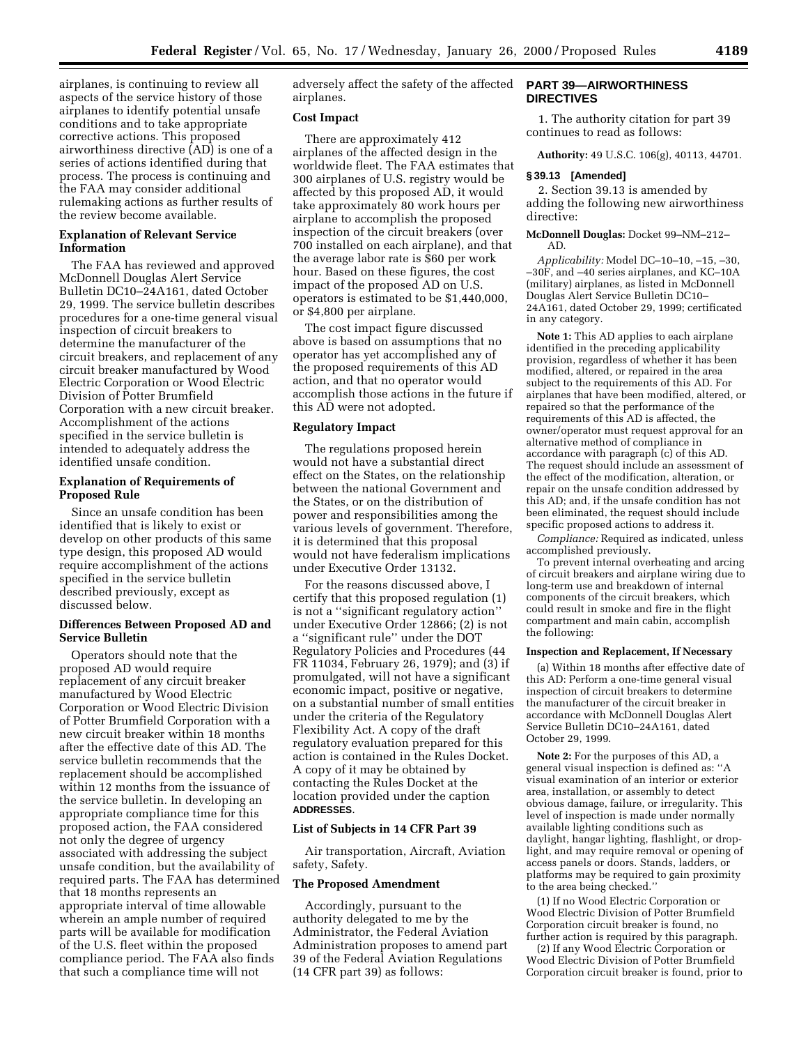airplanes, is continuing to review all aspects of the service history of those airplanes to identify potential unsafe conditions and to take appropriate corrective actions. This proposed airworthiness directive (AD) is one of a series of actions identified during that process. The process is continuing and the FAA may consider additional rulemaking actions as further results of the review become available.

### Explanation of Relevant Service Information

The FAA has reviewed and approved McDonnell Douglas Alert Service Bulletin DC10–24A161, dated October 29, 1999. The service bulletin describes procedures for a one-time general visual inspection of circuit breakers to determine the manufacturer of the circuit breakers, and replacement of any circuit breaker manufactured by Wood Electric Corporation or Wood Electric Division of Potter Brumfield Corporation with a new circuit breaker. Accomplishment of the actions specified in the service bulletin is intended to adequately address the identified unsafe condition.

### Explanation of Requirements of Proposed Rule

Since an unsafe condition has been identified that is likely to exist or develop on other products of this same type design, this proposed AD would require accomplishment of the actions specified in the service bulletin described previously, except as discussed below.

### Differences Between Proposed AD and Service Bulletin

Operators should note that the proposed AD would require replacement of any circuit breaker manufactured by Wood Electric Corporation or Wood Electric Division of Potter Brumfield Corporation with a new circuit breaker within 18 months after the effective date of this AD. The service bulletin recommends that the replacement should be accomplished within 12 months from the issuance of the service bulletin. In developing an appropriate compliance time for this proposed action, the FAA considered not only the degree of urgency associated with addressing the subject unsafe condition, but the availability of required parts. The FAA has determined that 18 months represents an appropriate interval of time allowable wherein an ample number of required parts will be available for modification of the U.S. fleet within the proposed compliance period. The FAA also finds that such a compliance time will not adversely affect the safety of the affected airplanes.

### Cost Impact

There are approximately 412 airplanes of the affected design in the worldwide fleet. The FAA estimates that 300 airplanes of U.S. registry would be affected by this proposed AD, it would take approximately 80 work hours per airplane to accomplish the proposed inspection of the circuit breakers (over 700 installed on each airplane), and that the average labor rate is $60 per work hour. Based on these figures, the cost impact of the proposed AD on U.S. operators is estimated to be $1,440,000, or $4,800 per airplane.

The cost impact figure discussed above is based on assumptions that no operator has yet accomplished any of the proposed requirements of this AD action, and that no operator would accomplish those actions in the future if this AD were not adopted.

### Regulatory Impact

The regulations proposed herein would not have a substantial direct effect on the States, on the relationship between the national Government and the States, or on the distribution of power and responsibilities among the various levels of government. Therefore, it is determined that this proposal would not have federalism implications under Executive Order 13132.

For the reasons discussed above, I certify that this proposed regulation (1) is not a "significant regulatory action" under Executive Order 12866; (2) is not a "significant rule" under the DOT Regulatory Policies and Procedures (44 FR 11034, February 26, 1979); and (3) if promulgated, will not have a significant economic impact, positive or negative, on a substantial number of small entities under the criteria of the Regulatory Flexibility Act. A copy of the draft regulatory evaluation prepared for this action is contained in the Rules Docket. A copy of it may be obtained by contacting the Rules Docket at the location provided under the caption **ADDRESSES**.

### List of Subjects in 14 CFR Part 39

Air transportation, Aircraft, Aviation safety, Safety.

### The Proposed Amendment

Accordingly, pursuant to the authority delegated to me by the Administrator, the Federal Aviation Administration proposes to amend part 39 of the Federal Aviation Regulations (14 CFR part 39) as follows:

## PART 39—AIRWORTHINESS DIRECTIVES

1. The authority citation for part 39 continues to read as follows:

**Authority:** 49 U.S.C. 106(g), 40113, 44701.

### § 39.13 [Amended]

2. Section 39.13 is amended by adding the following new airworthiness directive:

**McDonnell Douglas:** Docket 99–NM–212–AD.

*Applicability:* Model DC–10–10, –15, –30, –30F, and –40 series airplanes, and KC–10A (military) airplanes, as listed in McDonnell Douglas Alert Service Bulletin DC10–24A161, dated October 29, 1999; certificated in any category.

**Note 1:** This AD applies to each airplane identified in the preceding applicability provision, regardless of whether it has been modified, altered, or repaired in the area subject to the requirements of this AD. For airplanes that have been modified, altered, or repaired so that the performance of the requirements of this AD is affected, the owner/operator must request approval for an alternative method of compliance in accordance with paragraph (c) of this AD. The request should include an assessment of the effect of the modification, alteration, or repair on the unsafe condition addressed by this AD; and, if the unsafe condition has not been eliminated, the request should include specific proposed actions to address it.

*Compliance:* Required as indicated, unless accomplished previously.

To prevent internal overheating and arcing of circuit breakers and airplane wiring due to long-term use and breakdown of internal components of the circuit breakers, which could result in smoke and fire in the flight compartment and main cabin, accomplish the following:

#### Inspection and Replacement, If Necessary

(a) Within 18 months after effective date of this AD: Perform a one-time general visual inspection of circuit breakers to determine the manufacturer of the circuit breaker in accordance with McDonnell Douglas Alert Service Bulletin DC10–24A161, dated October 29, 1999.

**Note 2:** For the purposes of this AD, a general visual inspection is defined as: "A visual examination of an interior or exterior area, installation, or assembly to detect obvious damage, failure, or irregularity. This level of inspection is made under normally available lighting conditions such as daylight, hangar lighting, flashlight, or drop-light, and may require removal or opening of access panels or doors. Stands, ladders, or platforms may be required to gain proximity to the area being checked."

(1) If no Wood Electric Corporation or Wood Electric Division of Potter Brumfield Corporation circuit breaker is found, no further action is required by this paragraph.

(2) If any Wood Electric Corporation or Wood Electric Division of Potter Brumfield Corporation circuit breaker is found, prior to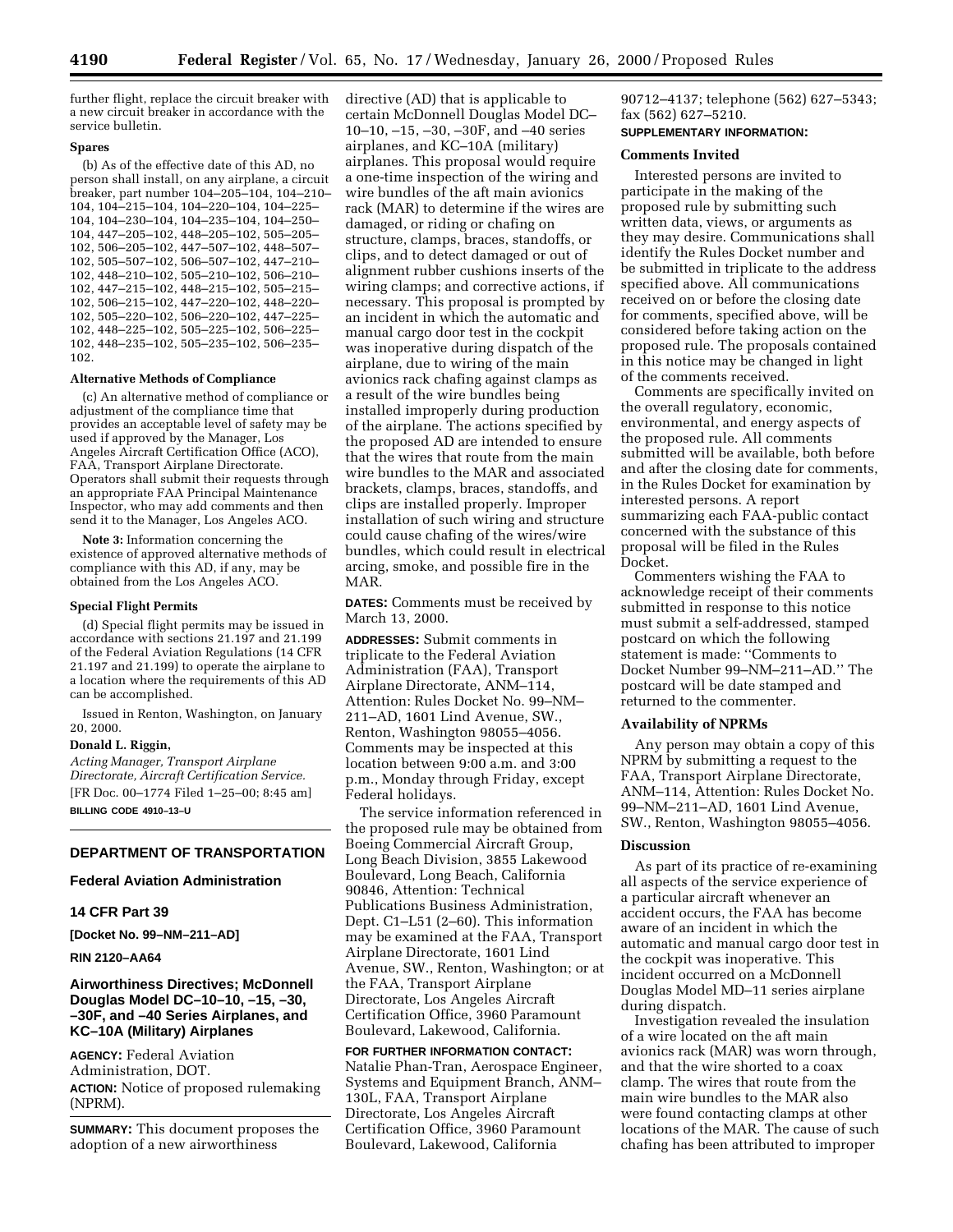further flight, replace the circuit breaker with a new circuit breaker in accordance with the service bulletin.

**Spares**

(b) As of the effective date of this AD, no person shall install, on any airplane, a circuit breaker, part number 104–205–104, 104–210–104, 104–215–104, 104–220–104, 104–225–104, 104–230–104, 104–235–104, 104–250–104, 447–205–102, 448–205–102, 505–205–102, 506–205–102, 447–507–102, 448–507–102, 505–507–102, 506–507–102, 447–210–102, 448–210–102, 505–210–102, 506–210–102, 447–215–102, 448–215–102, 505–215–102, 506–215–102, 447–220–102, 448–220–102, 505–220–102, 506–220–102, 447–225–102, 448–225–102, 505–225–102, 506–225–102, 448–235–102, 505–235–102, 506–235–102.

**Alternative Methods of Compliance**

(c) An alternative method of compliance or adjustment of the compliance time that provides an acceptable level of safety may be used if approved by the Manager, Los Angeles Aircraft Certification Office (ACO), FAA, Transport Airplane Directorate. Operators shall submit their requests through an appropriate FAA Principal Maintenance Inspector, who may add comments and then send it to the Manager, Los Angeles ACO.

**Note 3:** Information concerning the existence of approved alternative methods of compliance with this AD, if any, may be obtained from the Los Angeles ACO.

**Special Flight Permits**

(d) Special flight permits may be issued in accordance with sections 21.197 and 21.199 of the Federal Aviation Regulations (14 CFR 21.197 and 21.199) to operate the airplane to a location where the requirements of this AD can be accomplished.

Issued in Renton, Washington, on January 20, 2000.

**Donald L. Riggin,**

*Acting Manager, Transport Airplane Directorate, Aircraft Certification Service.*

[FR Doc. 00–1774 Filed 1–25–00; 8:45 am]

**BILLING CODE 4910–13–U**

## DEPARTMENT OF TRANSPORTATION

### Federal Aviation Administration

### 14 CFR Part 39

**[Docket No. 99–NM–211–AD]**

**RIN 2120–AA64**

### Airworthiness Directives; McDonnell Douglas Model DC–10–10, –15, –30, –30F, and –40 Series Airplanes, and KC–10A (Military) Airplanes

**AGENCY:** Federal Aviation Administration, DOT.

**ACTION:** Notice of proposed rulemaking (NPRM).

**SUMMARY:** This document proposes the adoption of a new airworthiness directive (AD) that is applicable to certain McDonnell Douglas Model DC–10–10, –15, –30, –30F, and –40 series airplanes, and KC–10A (military) airplanes. This proposal would require a one-time inspection of the wiring and wire bundles of the aft main avionics rack (MAR) to determine if the wires are damaged, or riding or chafing on structure, clamps, braces, standoffs, or clips, and to detect damaged or out of alignment rubber cushions inserts of the wiring clamps; and corrective actions, if necessary. This proposal is prompted by an incident in which the automatic and manual cargo door test in the cockpit was inoperative during dispatch of the airplane, due to wiring of the main avionics rack chafing against clamps as a result of the wire bundles being installed improperly during production of the airplane. The actions specified by the proposed AD are intended to ensure that the wires that route from the main wire bundles to the MAR and associated brackets, clamps, braces, standoffs, and clips are installed properly. Improper installation of such wiring and structure could cause chafing of the wires/wire bundles, which could result in electrical arcing, smoke, and possible fire in the MAR.

**DATES:** Comments must be received by March 13, 2000.

**ADDRESSES:** Submit comments in triplicate to the Federal Aviation Administration (FAA), Transport Airplane Directorate, ANM–114, Attention: Rules Docket No. 99–NM–211–AD, 1601 Lind Avenue, SW., Renton, Washington 98055–4056. Comments may be inspected at this location between 9:00 a.m. and 3:00 p.m., Monday through Friday, except Federal holidays.

The service information referenced in the proposed rule may be obtained from Boeing Commercial Aircraft Group, Long Beach Division, 3855 Lakewood Boulevard, Long Beach, California 90846, Attention: Technical Publications Business Administration, Dept. C1–L51 (2–60). This information may be examined at the FAA, Transport Airplane Directorate, 1601 Lind Avenue, SW., Renton, Washington; or at the FAA, Transport Airplane Directorate, Los Angeles Aircraft Certification Office, 3960 Paramount Boulevard, Lakewood, California.

**FOR FURTHER INFORMATION CONTACT:** Natalie Phan-Tran, Aerospace Engineer, Systems and Equipment Branch, ANM–130L, FAA, Transport Airplane Directorate, Los Angeles Aircraft Certification Office, 3960 Paramount Boulevard, Lakewood, California 90712–4137; telephone (562) 627–5343; fax (562) 627–5210.

**SUPPLEMENTARY INFORMATION:**

**Comments Invited**

Interested persons are invited to participate in the making of the proposed rule by submitting such written data, views, or arguments as they may desire. Communications shall identify the Rules Docket number and be submitted in triplicate to the address specified above. All communications received on or before the closing date for comments, specified above, will be considered before taking action on the proposed rule. The proposals contained in this notice may be changed in light of the comments received.

Comments are specifically invited on the overall regulatory, economic, environmental, and energy aspects of the proposed rule. All comments submitted will be available, both before and after the closing date for comments, in the Rules Docket for examination by interested persons. A report summarizing each FAA-public contact concerned with the substance of this proposal will be filed in the Rules Docket.

Commenters wishing the FAA to acknowledge receipt of their comments submitted in response to this notice must submit a self-addressed, stamped postcard on which the following statement is made: ''Comments to Docket Number 99–NM–211–AD.'' The postcard will be date stamped and returned to the commenter.

**Availability of NPRMs**

Any person may obtain a copy of this NPRM by submitting a request to the FAA, Transport Airplane Directorate, ANM–114, Attention: Rules Docket No. 99–NM–211–AD, 1601 Lind Avenue, SW., Renton, Washington 98055–4056.

**Discussion**

As part of its practice of re-examining all aspects of the service experience of a particular aircraft whenever an accident occurs, the FAA has become aware of an incident in which the automatic and manual cargo door test in the cockpit was inoperative. This incident occurred on a McDonnell Douglas Model MD–11 series airplane during dispatch.

Investigation revealed the insulation of a wire located on the aft main avionics rack (MAR) was worn through, and that the wire shorted to a coax clamp. The wires that route from the main wire bundles to the MAR also were found contacting clamps at other locations of the MAR. The cause of such chafing has been attributed to improper